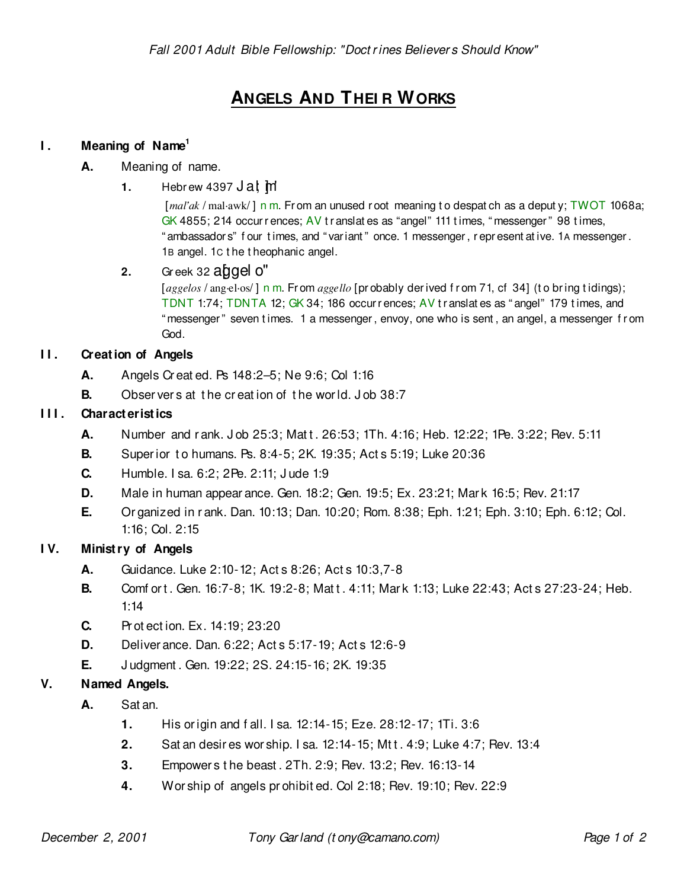# ANGELS AND THEIR WORKS

## I. Meaning of Name[1]

**A.** Meaning of name.

**1.** Hebrew 4397 Jal;m]

[*mal'ak* / mal·awk/] n m. From an unused root meaning to despatch as a deputy; TWOT 1068a; GK 4855; 214 occurrences; AV translates as "angel" 111 times, "messenger" 98 times, "ambassadors" four times, and "variant" once. 1 messenger, representative. 1A messenger. 1B angel. 1C the theophanic angel.

**2.** Greek 32 a]ggelo"

[*aggelos* / ang·el·os/] n m. From *aggello* [probably derived from 71, cf 34] (to bring tidings); TDNT 1:74; TDNTA 12; GK 34; 186 occurrences; AV translates as "angel" 179 times, and "messenger" seven times. 1 a messenger, envoy, one who is sent, an angel, a messenger from God.

## II. Creation of Angels

**A.** Angels Created. Ps 148:2–5; Ne 9:6; Col 1:16

**B.** Observers at the creation of the world. Job 38:7

## III. Characteristics

**A.** Number and rank. Job 25:3; Matt. 26:53; 1Th. 4:16; Heb. 12:22; 1Pe. 3:22; Rev. 5:11

**B.** Superior to humans. Ps. 8:4-5; 2K. 19:35; Acts 5:19; Luke 20:36

**C.** Humble. Isa. 6:2; 2Pe. 2:11; Jude 1:9

**D.** Male in human appearance. Gen. 18:2; Gen. 19:5; Ex. 23:21; Mark 16:5; Rev. 21:17

**E.** Organized in rank. Dan. 10:13; Dan. 10:20; Rom. 8:38; Eph. 1:21; Eph. 3:10; Eph. 6:12; Col. 1:16; Col. 2:15

## IV. Ministry of Angels

**A.** Guidance. Luke 2:10-12; Acts 8:26; Acts 10:3,7-8

**B.** Comfort. Gen. 16:7-8; 1K. 19:2-8; Matt. 4:11; Mark 1:13; Luke 22:43; Acts 27:23-24; Heb. 1:14

**C.** Protection. Ex. 14:19; 23:20

**D.** Deliverance. Dan. 6:22; Acts 5:17-19; Acts 12:6-9

**E.** Judgment. Gen. 19:22; 2S. 24:15-16; 2K. 19:35

## V. Named Angels.

**A.** Satan.

**1.** His origin and fall. Isa. 12:14-15; Eze. 28:12-17; 1Ti. 3:6

**2.** Satan desires worship. Isa. 12:14-15; Mtt. 4:9; Luke 4:7; Rev. 13:4

**3.** Empowers the beast. 2Th. 2:9; Rev. 13:2; Rev. 16:13-14

**4.** Worship of angels prohibited. Col 2:18; Rev. 19:10; Rev. 22:9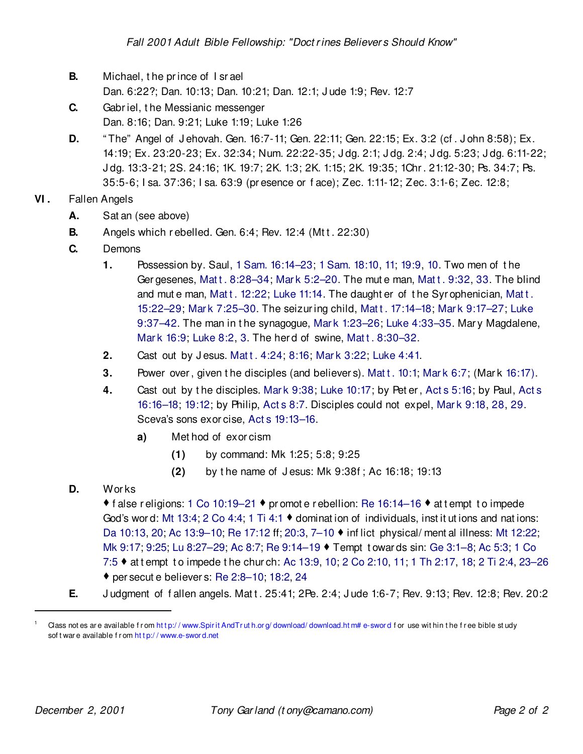**B.** Michael, the prince of Israel
Dan. 6:22?; Dan. 10:13; Dan. 10:21; Dan. 12:1; Jude 1:9; Rev. 12:7

**C.** Gabriel, the Messianic messenger
Dan. 8:16; Dan. 9:21; Luke 1:19; Luke 1:26

**D.** "The" Angel of Jehovah. Gen. 16:7-11; Gen. 22:11; Gen. 22:15; Ex. 3:2 (cf. John 8:58); Ex. 14:19; Ex. 23:20-23; Ex. 32:34; Num. 22:22-35; Jdg. 2:1; Jdg. 2:4; Jdg. 5:23; Jdg. 6:11-22; Jdg. 13:3-21; 2S. 24:16; 1K. 19:7; 2K. 1:3; 2K. 1:15; 2K. 19:35; 1Chr. 21:12-30; Ps. 34:7; Ps. 35:5-6; Isa. 37:36; Isa. 63:9 (presence or face); Zec. 1:11-12; Zec. 3:1-6; Zec. 12:8;

**VI.** Fallen Angels

**A.** Satan (see above)

**B.** Angels which rebelled. Gen. 6:4; Rev. 12:4 (Mtt. 22:30)

**C.** Demons

**1.** Possession by. Saul, 1 Sam. 16:14–23; 1 Sam. 18:10, 11; 19:9, 10. Two men of the Gergesenes, Matt. 8:28–34; Mark 5:2–20. The mute man, Matt. 9:32, 33. The blind and mute man, Matt. 12:22; Luke 11:14. The daughter of the Syrophenician, Matt. 15:22–29; Mark 7:25–30. The seizuring child, Matt. 17:14–18; Mark 9:17–27; Luke 9:37–42. The man in the synagogue, Mark 1:23–26; Luke 4:33–35. Mary Magdalene, Mark 16:9; Luke 8:2, 3. The herd of swine, Matt. 8:30–32.

**2.** Cast out by Jesus. Matt. 4:24; 8:16; Mark 3:22; Luke 4:41.

**3.** Power over, given the disciples (and believers). Matt. 10:1; Mark 6:7; (Mark 16:17).

**4.** Cast out by the disciples. Mark 9:38; Luke 10:17; by Peter, Acts 5:16; by Paul, Acts 16:16–18; 19:12; by Philip, Acts 8:7. Disciples could not expel, Mark 9:18, 28, 29. Sceva's sons exorcise, Acts 19:13–16.

**a)** Method of exorcism

**(1)** by command: Mk 1:25; 5:8; 9:25

**(2)** by the name of Jesus: Mk 9:38f; Ac 16:18; 19:13

**D.** Works
♦ false religions: 1 Co 10:19–21 ♦ promote rebellion: Re 16:14–16 ♦ attempt to impede God's word: Mt 13:4; 2 Co 4:4; 1 Ti 4:1 ♦ domination of individuals, institutions and nations: Da 10:13, 20; Ac 13:9–10; Re 17:12 ff; 20:3, 7–10 ♦ inflict physical/mental illness: Mt 12:22; Mk 9:17; 9:25; Lu 8:27–29; Ac 8:7; Re 9:14–19 ♦ Tempt towards sin: Ge 3:1–8; Ac 5:3; 1 Co 7:5 ♦ attempt to impede the church: Ac 13:9, 10; 2 Co 2:10, 11; 1 Th 2:17, 18; 2 Ti 2:4, 23–26 ♦ persecute believers: Re 2:8–10; 18:2, 24

**E.** Judgment of fallen angels. Matt. 25:41; 2Pe. 2:4; Jude 1:6-7; Rev. 9:13; Rev. 12:8; Rev. 20:2

---

[1] Class notes are available from http://www.SpiritAndTruth.org/download/download.htm#e-sword for use within the free bible study software available from http://www.e-sword.net